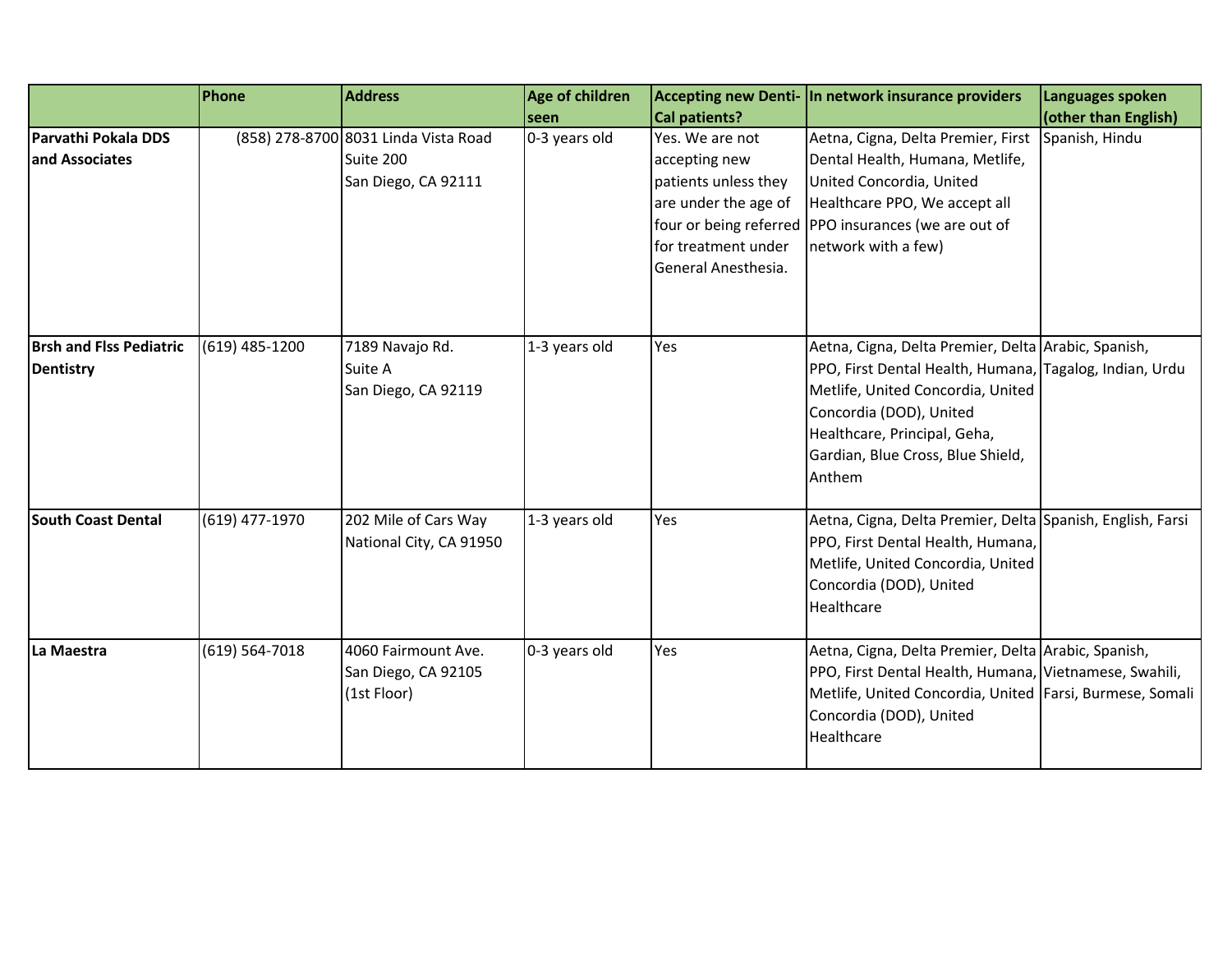| | Phone | Address | Age of children seen | Accepting new Denti-Cal patients? | In network insurance providers | Languages spoken (other than English) |
|---|---|---|---|---|---|---|
| **Parvathi Pokala DDS and Associates** | (858) 278-8700 | 8031 Linda Vista Road Suite 200 San Diego, CA 92111 | 0-3 years old | Yes. We are not accepting new patients unless they are under the age of four or being referred for treatment under General Anesthesia. | Aetna, Cigna, Delta Premier, First Dental Health, Humana, Metlife, United Concordia, United Healthcare PPO, We accept all PPO insurances (we are out of network with a few) | Spanish, Hindu |
| **Brsh and Flss Pediatric Dentistry** | (619) 485-1200 | 7189 Navajo Rd. Suite A San Diego, CA 92119 | 1-3 years old | Yes | Aetna, Cigna, Delta Premier, Delta PPO, First Dental Health, Humana, Metlife, United Concordia, United Concordia (DOD), United Healthcare, Principal, Geha, Gardian, Blue Cross, Blue Shield, Anthem | Arabic, Spanish, Tagalog, Indian, Urdu |
| **South Coast Dental** | (619) 477-1970 | 202 Mile of Cars Way National City, CA 91950 | 1-3 years old | Yes | Aetna, Cigna, Delta Premier, Delta PPO, First Dental Health, Humana, Metlife, United Concordia, United Concordia (DOD), United Healthcare | Spanish, English, Farsi |
| **La Maestra** | (619) 564-7018 | 4060 Fairmount Ave. San Diego, CA 92105 (1st Floor) | 0-3 years old | Yes | Aetna, Cigna, Delta Premier, Delta PPO, First Dental Health, Humana, Metlife, United Concordia, United Concordia (DOD), United Healthcare | Arabic, Spanish, Vietnamese, Swahili, Farsi, Burmese, Somali |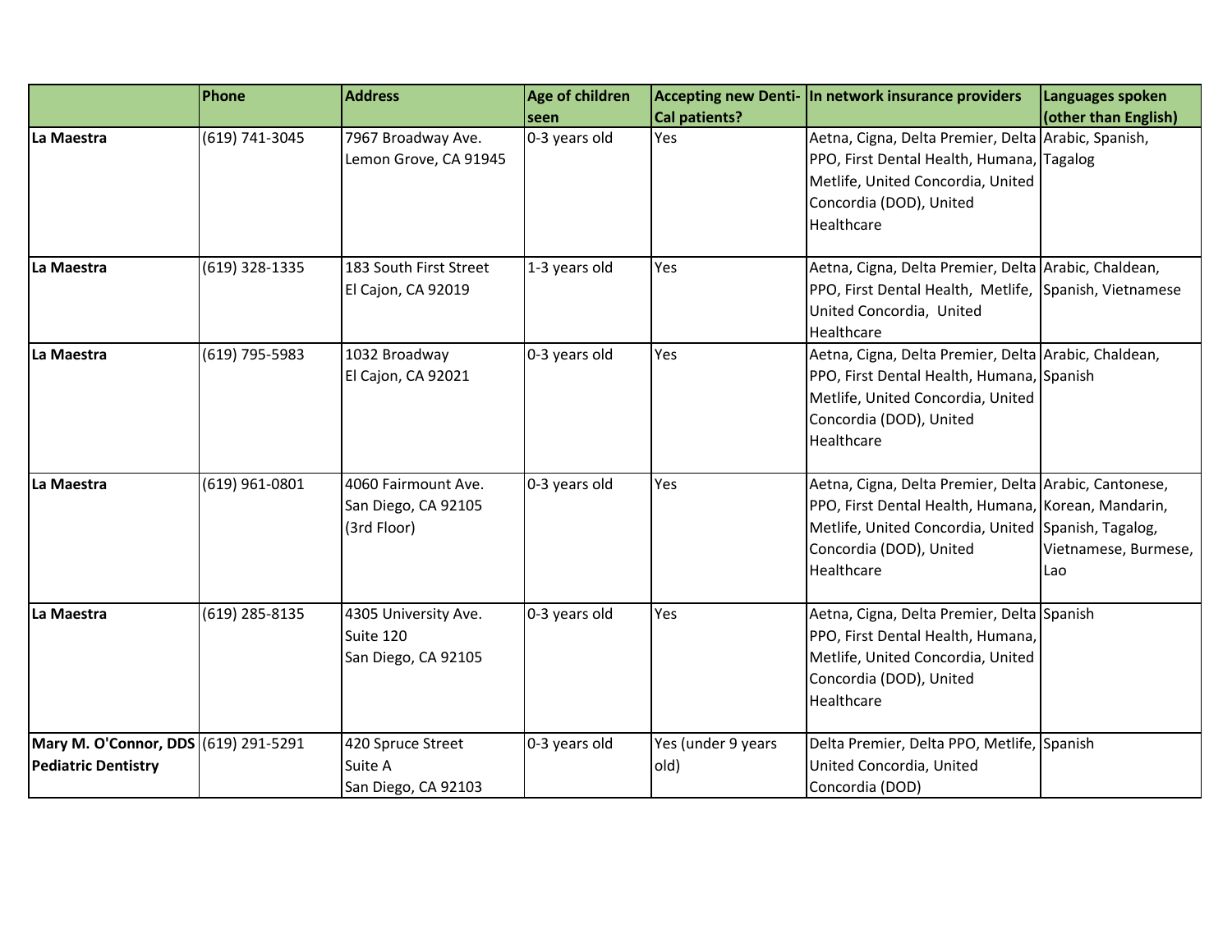| | Phone | Address | Age of children seen | Accepting new Denti-Cal patients? | In network insurance providers | Languages spoken (other than English) |
|---|---|---|---|---|---|---|
| **La Maestra** | (619) 741-3045 | 7967 Broadway Ave.<br>Lemon Grove, CA 91945 | 0-3 years old | Yes | Aetna, Cigna, Delta Premier, Delta PPO, First Dental Health, Humana, Metlife, United Concordia, United Concordia (DOD), United Healthcare | Arabic, Spanish, Tagalog |
| **La Maestra** | (619) 328-1335 | 183 South First Street<br>El Cajon, CA 92019 | 1-3 years old | Yes | Aetna, Cigna, Delta Premier, Delta PPO, First Dental Health, Metlife, United Concordia, United Healthcare | Arabic, Chaldean, Spanish, Vietnamese |
| **La Maestra** | (619) 795-5983 | 1032 Broadway<br>El Cajon, CA 92021 | 0-3 years old | Yes | Aetna, Cigna, Delta Premier, Delta PPO, First Dental Health, Humana, Metlife, United Concordia, United Concordia (DOD), United Healthcare | Arabic, Chaldean, Spanish |
| **La Maestra** | (619) 961-0801 | 4060 Fairmount Ave.<br>San Diego, CA 92105<br>(3rd Floor) | 0-3 years old | Yes | Aetna, Cigna, Delta Premier, Delta PPO, First Dental Health, Humana, Metlife, United Concordia, United Concordia (DOD), United Healthcare | Arabic, Cantonese, Korean, Mandarin, Spanish, Tagalog, Vietnamese, Burmese, Lao |
| **La Maestra** | (619) 285-8135 | 4305 University Ave.<br>Suite 120<br>San Diego, CA 92105 | 0-3 years old | Yes | Aetna, Cigna, Delta Premier, Delta PPO, First Dental Health, Humana, Metlife, United Concordia, United Concordia (DOD), United Healthcare | Spanish |
| **Mary M. O'Connor, DDS Pediatric Dentistry** | (619) 291-5291 | 420 Spruce Street<br>Suite A<br>San Diego, CA 92103 | 0-3 years old | Yes (under 9 years old) | Delta Premier, Delta PPO, Metlife, United Concordia, United Concordia (DOD) | Spanish |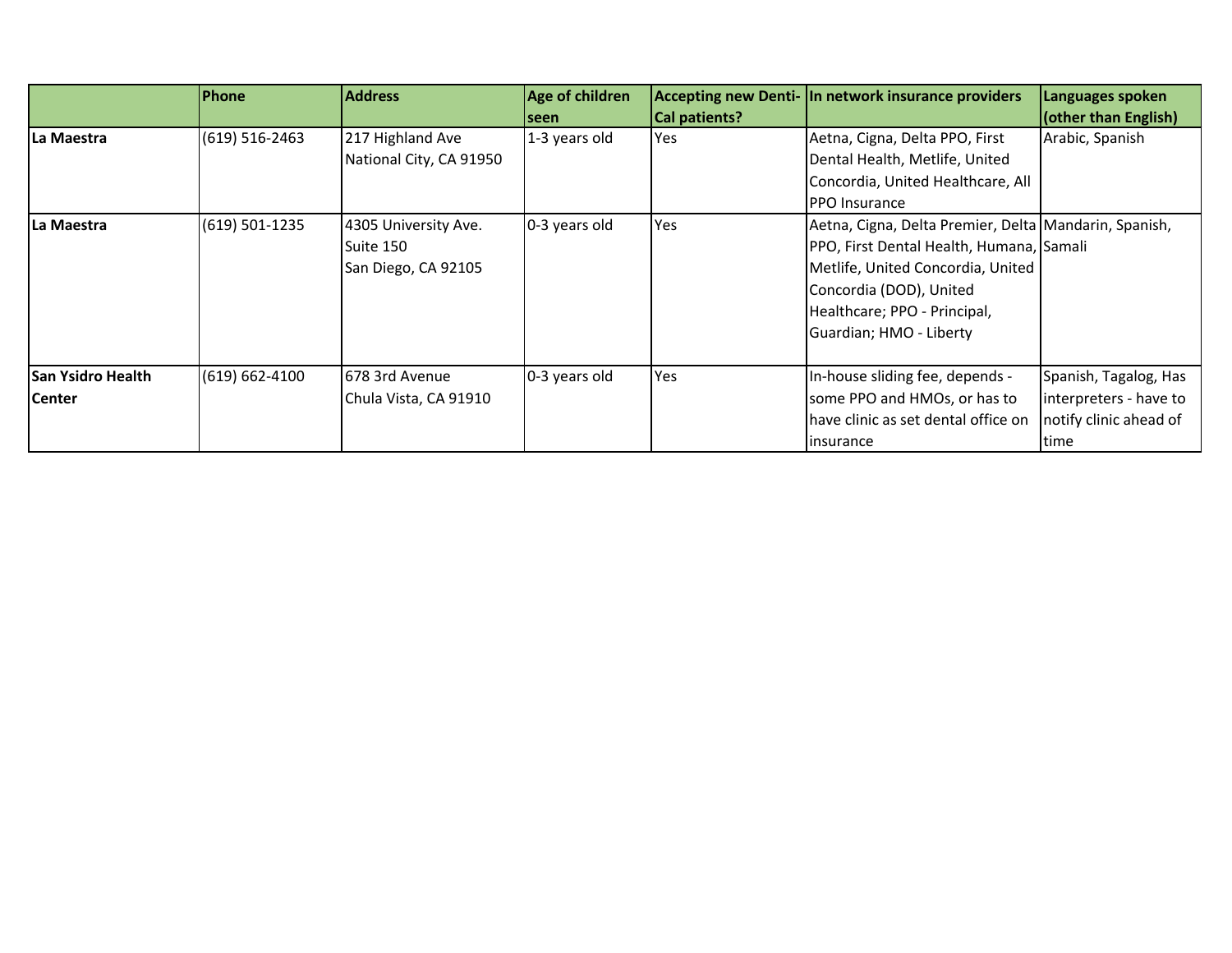| | Phone | Address | Age of children seen | Accepting new Denti-Cal patients? | In network insurance providers | Languages spoken (other than English) |
|---|---|---|---|---|---|---|
| **La Maestra** | (619) 516-2463 | 217 Highland Ave National City, CA 91950 | 1-3 years old | Yes | Aetna, Cigna, Delta PPO, First Dental Health, Metlife, United Concordia, United Healthcare, All PPO Insurance | Arabic, Spanish |
| **La Maestra** | (619) 501-1235 | 4305 University Ave. Suite 150 San Diego, CA 92105 | 0-3 years old | Yes | Aetna, Cigna, Delta Premier, Delta PPO, First Dental Health, Humana, Metlife, United Concordia, United Concordia (DOD), United Healthcare; PPO - Principal, Guardian; HMO - Liberty | Mandarin, Spanish, Samali |
| **San Ysidro Health Center** | (619) 662-4100 | 678 3rd Avenue Chula Vista, CA 91910 | 0-3 years old | Yes | In-house sliding fee, depends - some PPO and HMOs, or has to have clinic as set dental office on insurance | Spanish, Tagalog, Has interpreters - have to notify clinic ahead of time |